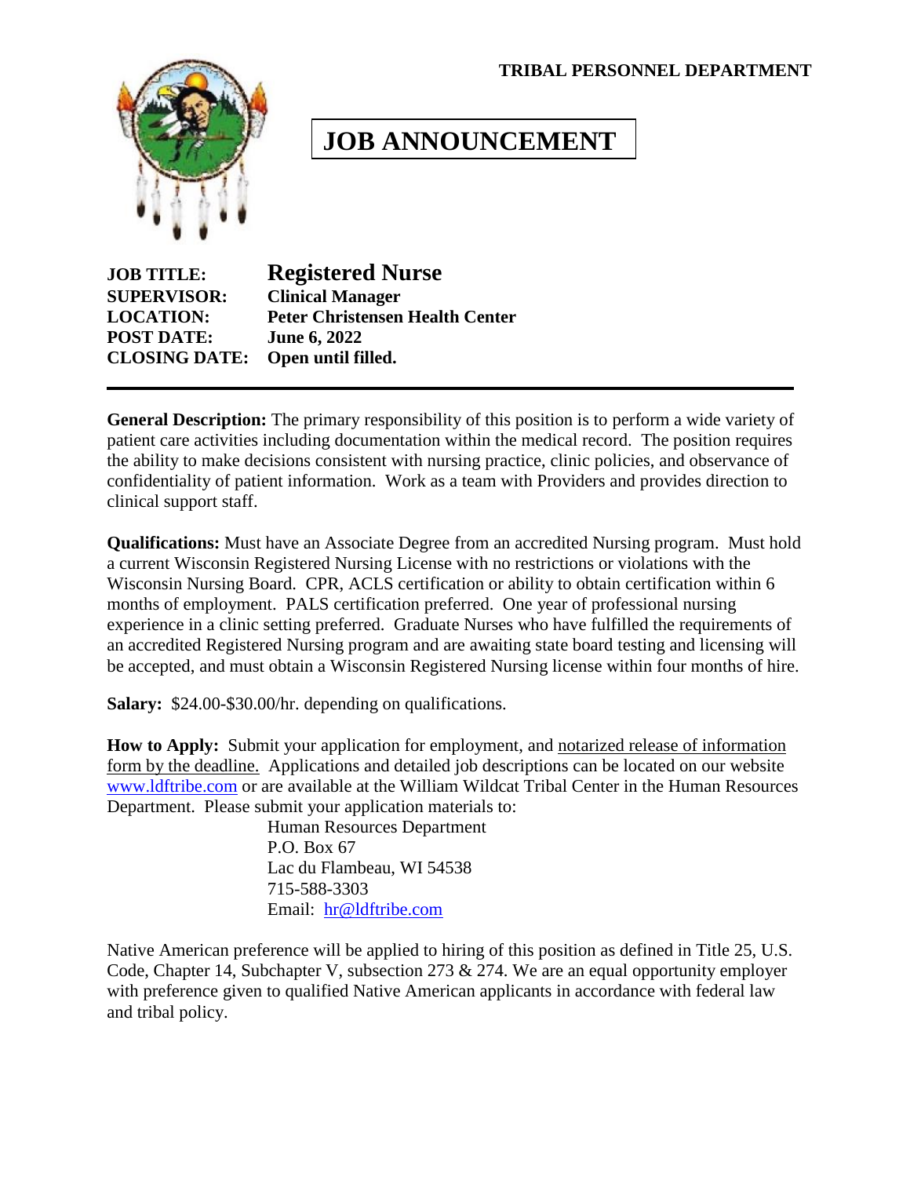**TRIBAL PERSONNEL DEPARTMENT**

# JOB ANNOUNCEMENT

**JOB TITLE:** **Registered Nurse**
**SUPERVISOR:** **Clinical Manager**
**LOCATION:** **Peter Christensen Health Center**
**POST DATE:** **June 6, 2022**
**CLOSING DATE:** **Open until filled.**

---

**General Description:** The primary responsibility of this position is to perform a wide variety of patient care activities including documentation within the medical record. The position requires the ability to make decisions consistent with nursing practice, clinic policies, and observance of confidentiality of patient information. Work as a team with Providers and provides direction to clinical support staff.

**Qualifications:** Must have an Associate Degree from an accredited Nursing program. Must hold a current Wisconsin Registered Nursing License with no restrictions or violations with the Wisconsin Nursing Board. CPR, ACLS certification or ability to obtain certification within 6 months of employment. PALS certification preferred. One year of professional nursing experience in a clinic setting preferred. Graduate Nurses who have fulfilled the requirements of an accredited Registered Nursing program and are awaiting state board testing and licensing will be accepted, and must obtain a Wisconsin Registered Nursing license within four months of hire.

**Salary:** $24.00-$30.00/hr. depending on qualifications.

**How to Apply:** Submit your application for employment, and notarized release of information form by the deadline. Applications and detailed job descriptions can be located on our website www.ldftribe.com or are available at the William Wildcat Tribal Center in the Human Resources Department. Please submit your application materials to:

Human Resources Department
P.O. Box 67
Lac du Flambeau, WI 54538
715-588-3303
Email: hr@ldftribe.com

Native American preference will be applied to hiring of this position as defined in Title 25, U.S. Code, Chapter 14, Subchapter V, subsection 273 & 274. We are an equal opportunity employer with preference given to qualified Native American applicants in accordance with federal law and tribal policy.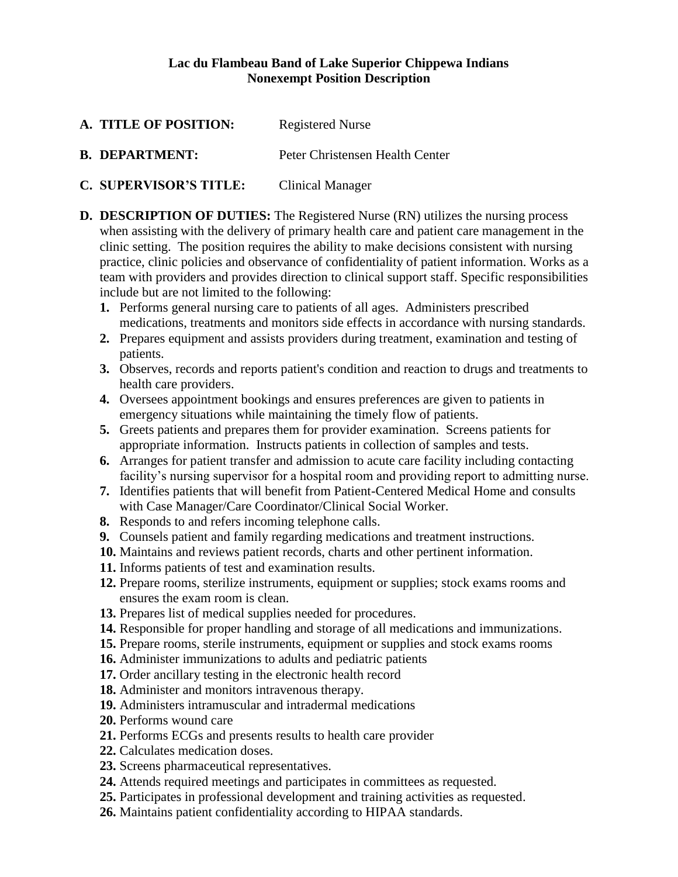**Lac du Flambeau Band of Lake Superior Chippewa Indians**
**Nonexempt Position Description**

**A. TITLE OF POSITION:** Registered Nurse

**B. DEPARTMENT:** Peter Christensen Health Center

**C. SUPERVISOR'S TITLE:** Clinical Manager

**D. DESCRIPTION OF DUTIES:** The Registered Nurse (RN) utilizes the nursing process when assisting with the delivery of primary health care and patient care management in the clinic setting. The position requires the ability to make decisions consistent with nursing practice, clinic policies and observance of confidentiality of patient information. Works as a team with providers and provides direction to clinical support staff. Specific responsibilities include but are not limited to the following:

1. Performs general nursing care to patients of all ages. Administers prescribed medications, treatments and monitors side effects in accordance with nursing standards.
2. Prepares equipment and assists providers during treatment, examination and testing of patients.
3. Observes, records and reports patient's condition and reaction to drugs and treatments to health care providers.
4. Oversees appointment bookings and ensures preferences are given to patients in emergency situations while maintaining the timely flow of patients.
5. Greets patients and prepares them for provider examination. Screens patients for appropriate information. Instructs patients in collection of samples and tests.
6. Arranges for patient transfer and admission to acute care facility including contacting facility's nursing supervisor for a hospital room and providing report to admitting nurse.
7. Identifies patients that will benefit from Patient-Centered Medical Home and consults with Case Manager/Care Coordinator/Clinical Social Worker.
8. Responds to and refers incoming telephone calls.
9. Counsels patient and family regarding medications and treatment instructions.
10. Maintains and reviews patient records, charts and other pertinent information.
11. Informs patients of test and examination results.
12. Prepare rooms, sterilize instruments, equipment or supplies; stock exams rooms and ensures the exam room is clean.
13. Prepares list of medical supplies needed for procedures.
14. Responsible for proper handling and storage of all medications and immunizations.
15. Prepare rooms, sterile instruments, equipment or supplies and stock exams rooms
16. Administer immunizations to adults and pediatric patients
17. Order ancillary testing in the electronic health record
18. Administer and monitors intravenous therapy.
19. Administers intramuscular and intradermal medications
20. Performs wound care
21. Performs ECGs and presents results to health care provider
22. Calculates medication doses.
23. Screens pharmaceutical representatives.
24. Attends required meetings and participates in committees as requested.
25. Participates in professional development and training activities as requested.
26. Maintains patient confidentiality according to HIPAA standards.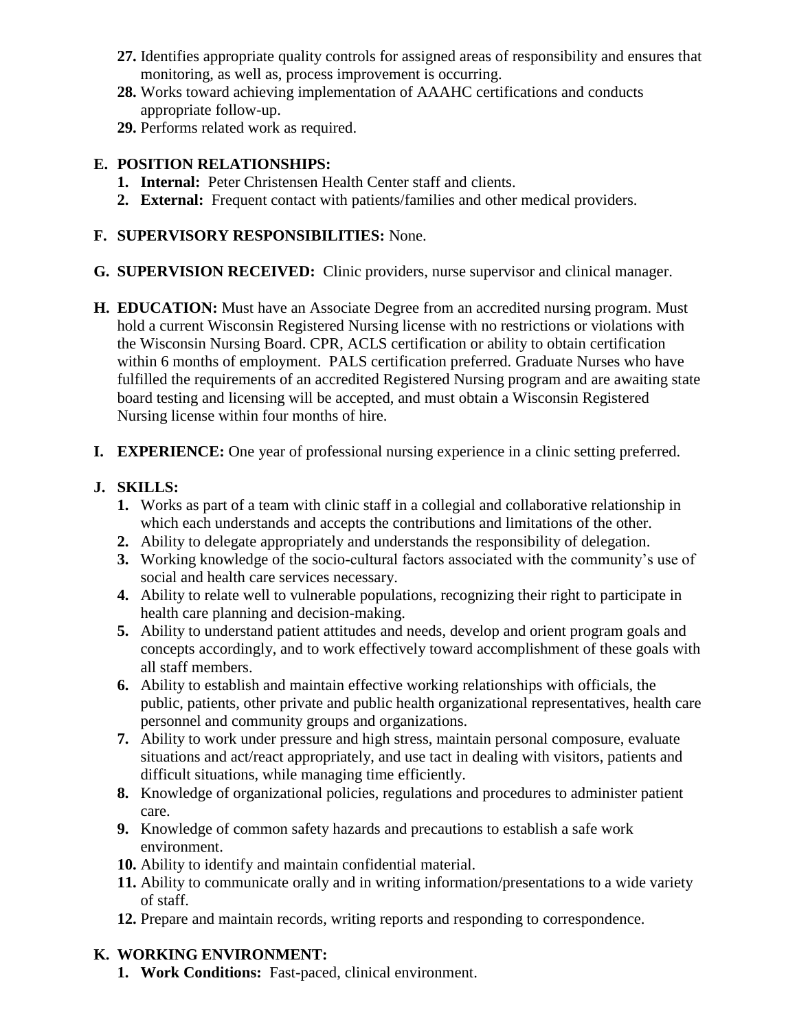27. Identifies appropriate quality controls for assigned areas of responsibility and ensures that monitoring, as well as, process improvement is occurring.
28. Works toward achieving implementation of AAAHC certifications and conducts appropriate follow-up.
29. Performs related work as required.

**E. POSITION RELATIONSHIPS:**

1. **Internal:** Peter Christensen Health Center staff and clients.
2. **External:** Frequent contact with patients/families and other medical providers.

**F. SUPERVISORY RESPONSIBILITIES:** None.

**G. SUPERVISION RECEIVED:** Clinic providers, nurse supervisor and clinical manager.

**H. EDUCATION:** Must have an Associate Degree from an accredited nursing program. Must hold a current Wisconsin Registered Nursing license with no restrictions or violations with the Wisconsin Nursing Board. CPR, ACLS certification or ability to obtain certification within 6 months of employment. PALS certification preferred. Graduate Nurses who have fulfilled the requirements of an accredited Registered Nursing program and are awaiting state board testing and licensing will be accepted, and must obtain a Wisconsin Registered Nursing license within four months of hire.

**I. EXPERIENCE:** One year of professional nursing experience in a clinic setting preferred.

**J. SKILLS:**

1. Works as part of a team with clinic staff in a collegial and collaborative relationship in which each understands and accepts the contributions and limitations of the other.
2. Ability to delegate appropriately and understands the responsibility of delegation.
3. Working knowledge of the socio-cultural factors associated with the community's use of social and health care services necessary.
4. Ability to relate well to vulnerable populations, recognizing their right to participate in health care planning and decision-making.
5. Ability to understand patient attitudes and needs, develop and orient program goals and concepts accordingly, and to work effectively toward accomplishment of these goals with all staff members.
6. Ability to establish and maintain effective working relationships with officials, the public, patients, other private and public health organizational representatives, health care personnel and community groups and organizations.
7. Ability to work under pressure and high stress, maintain personal composure, evaluate situations and act/react appropriately, and use tact in dealing with visitors, patients and difficult situations, while managing time efficiently.
8. Knowledge of organizational policies, regulations and procedures to administer patient care.
9. Knowledge of common safety hazards and precautions to establish a safe work environment.
10. Ability to identify and maintain confidential material.
11. Ability to communicate orally and in writing information/presentations to a wide variety of staff.
12. Prepare and maintain records, writing reports and responding to correspondence.

**K. WORKING ENVIRONMENT:**

1. **Work Conditions:** Fast-paced, clinical environment.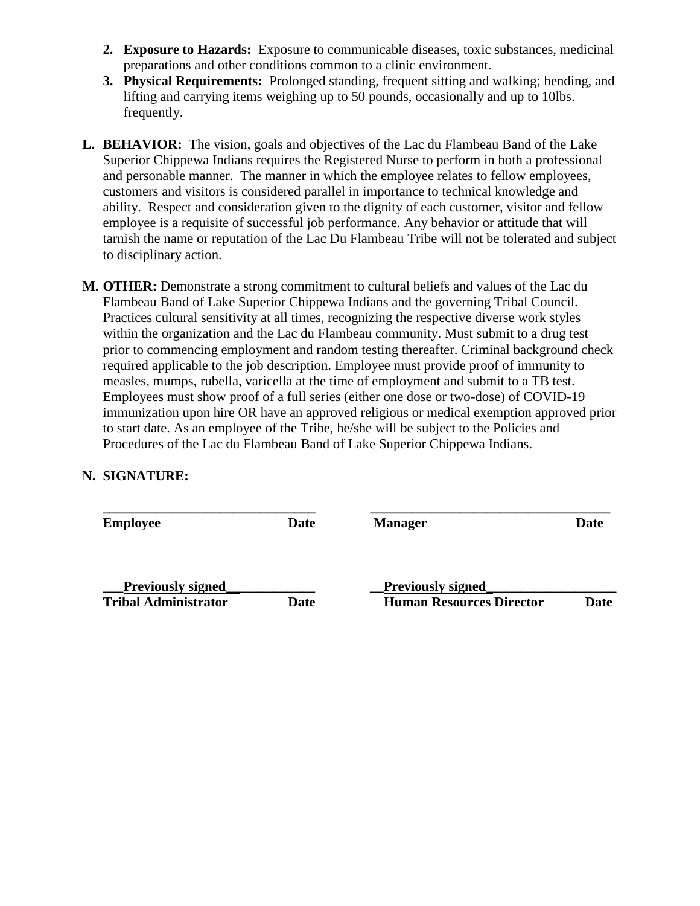2. **Exposure to Hazards:** Exposure to communicable diseases, toxic substances, medicinal preparations and other conditions common to a clinic environment.
3. **Physical Requirements:** Prolonged standing, frequent sitting and walking; bending, and lifting and carrying items weighing up to 50 pounds, occasionally and up to 10lbs. frequently.

**L. BEHAVIOR:** The vision, goals and objectives of the Lac du Flambeau Band of the Lake Superior Chippewa Indians requires the Registered Nurse to perform in both a professional and personable manner. The manner in which the employee relates to fellow employees, customers and visitors is considered parallel in importance to technical knowledge and ability. Respect and consideration given to the dignity of each customer, visitor and fellow employee is a requisite of successful job performance. Any behavior or attitude that will tarnish the name or reputation of the Lac Du Flambeau Tribe will not be tolerated and subject to disciplinary action.

**M. OTHER:** Demonstrate a strong commitment to cultural beliefs and values of the Lac du Flambeau Band of Lake Superior Chippewa Indians and the governing Tribal Council. Practices cultural sensitivity at all times, recognizing the respective diverse work styles within the organization and the Lac du Flambeau community. Must submit to a drug test prior to commencing employment and random testing thereafter. Criminal background check required applicable to the job description. Employee must provide proof of immunity to measles, mumps, rubella, varicella at the time of employment and submit to a TB test. Employees must show proof of a full series (either one dose or two-dose) of COVID-19 immunization upon hire OR have an approved religious or medical exemption approved prior to start date. As an employee of the Tribe, he/she will be subject to the Policies and Procedures of the Lac du Flambeau Band of Lake Superior Chippewa Indians.

**N. SIGNATURE:**

| | |
|---|---|
| ______________________________ | ______________________________ |
| **Employee** **Date** | **Manager** **Date** |
| **Previously signed** | **Previously signed** |
| **Tribal Administrator** **Date** | **Human Resources Director** **Date** |